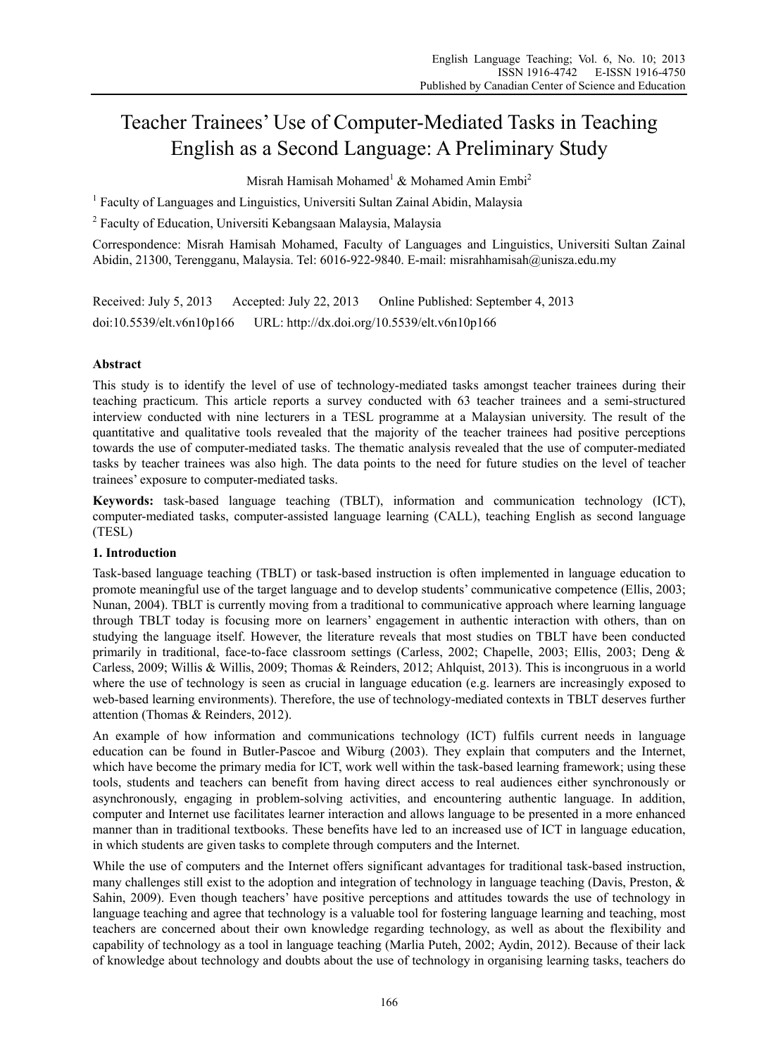# Teacher Trainees' Use of Computer-Mediated Tasks in Teaching English as a Second Language: A Preliminary Study

Misrah Hamisah Mohamed[1] & Mohamed Amin Embi[2]

[1] Faculty of Languages and Linguistics, Universiti Sultan Zainal Abidin, Malaysia

[2] Faculty of Education, Universiti Kebangsaan Malaysia, Malaysia

Correspondence: Misrah Hamisah Mohamed, Faculty of Languages and Linguistics, Universiti Sultan Zainal Abidin, 21300, Terengganu, Malaysia. Tel: 6016-922-9840. E-mail: misrahhamisah@unisza.edu.my

Received: July 5, 2013 Accepted: July 22, 2013 Online Published: September 4, 2013

doi:10.5539/elt.v6n10p166 URL: http://dx.doi.org/10.5539/elt.v6n10p166

## Abstract

This study is to identify the level of use of technology-mediated tasks amongst teacher trainees during their teaching practicum. This article reports a survey conducted with 63 teacher trainees and a semi-structured interview conducted with nine lecturers in a TESL programme at a Malaysian university. The result of the quantitative and qualitative tools revealed that the majority of the teacher trainees had positive perceptions towards the use of computer-mediated tasks. The thematic analysis revealed that the use of computer-mediated tasks by teacher trainees was also high. The data points to the need for future studies on the level of teacher trainees' exposure to computer-mediated tasks.

**Keywords:** task-based language teaching (TBLT), information and communication technology (ICT), computer-mediated tasks, computer-assisted language learning (CALL), teaching English as second language (TESL)

## 1. Introduction

Task-based language teaching (TBLT) or task-based instruction is often implemented in language education to promote meaningful use of the target language and to develop students' communicative competence (Ellis, 2003; Nunan, 2004). TBLT is currently moving from a traditional to communicative approach where learning language through TBLT today is focusing more on learners' engagement in authentic interaction with others, than on studying the language itself. However, the literature reveals that most studies on TBLT have been conducted primarily in traditional, face-to-face classroom settings (Carless, 2002; Chapelle, 2003; Ellis, 2003; Deng & Carless, 2009; Willis & Willis, 2009; Thomas & Reinders, 2012; Ahlquist, 2013). This is incongruous in a world where the use of technology is seen as crucial in language education (e.g. learners are increasingly exposed to web-based learning environments). Therefore, the use of technology-mediated contexts in TBLT deserves further attention (Thomas & Reinders, 2012).

An example of how information and communications technology (ICT) fulfils current needs in language education can be found in Butler-Pascoe and Wiburg (2003). They explain that computers and the Internet, which have become the primary media for ICT, work well within the task-based learning framework; using these tools, students and teachers can benefit from having direct access to real audiences either synchronously or asynchronously, engaging in problem-solving activities, and encountering authentic language. In addition, computer and Internet use facilitates learner interaction and allows language to be presented in a more enhanced manner than in traditional textbooks. These benefits have led to an increased use of ICT in language education, in which students are given tasks to complete through computers and the Internet.

While the use of computers and the Internet offers significant advantages for traditional task-based instruction, many challenges still exist to the adoption and integration of technology in language teaching (Davis, Preston, & Sahin, 2009). Even though teachers' have positive perceptions and attitudes towards the use of technology in language teaching and agree that technology is a valuable tool for fostering language learning and teaching, most teachers are concerned about their own knowledge regarding technology, as well as about the flexibility and capability of technology as a tool in language teaching (Marlia Puteh, 2002; Aydin, 2012). Because of their lack of knowledge about technology and doubts about the use of technology in organising learning tasks, teachers do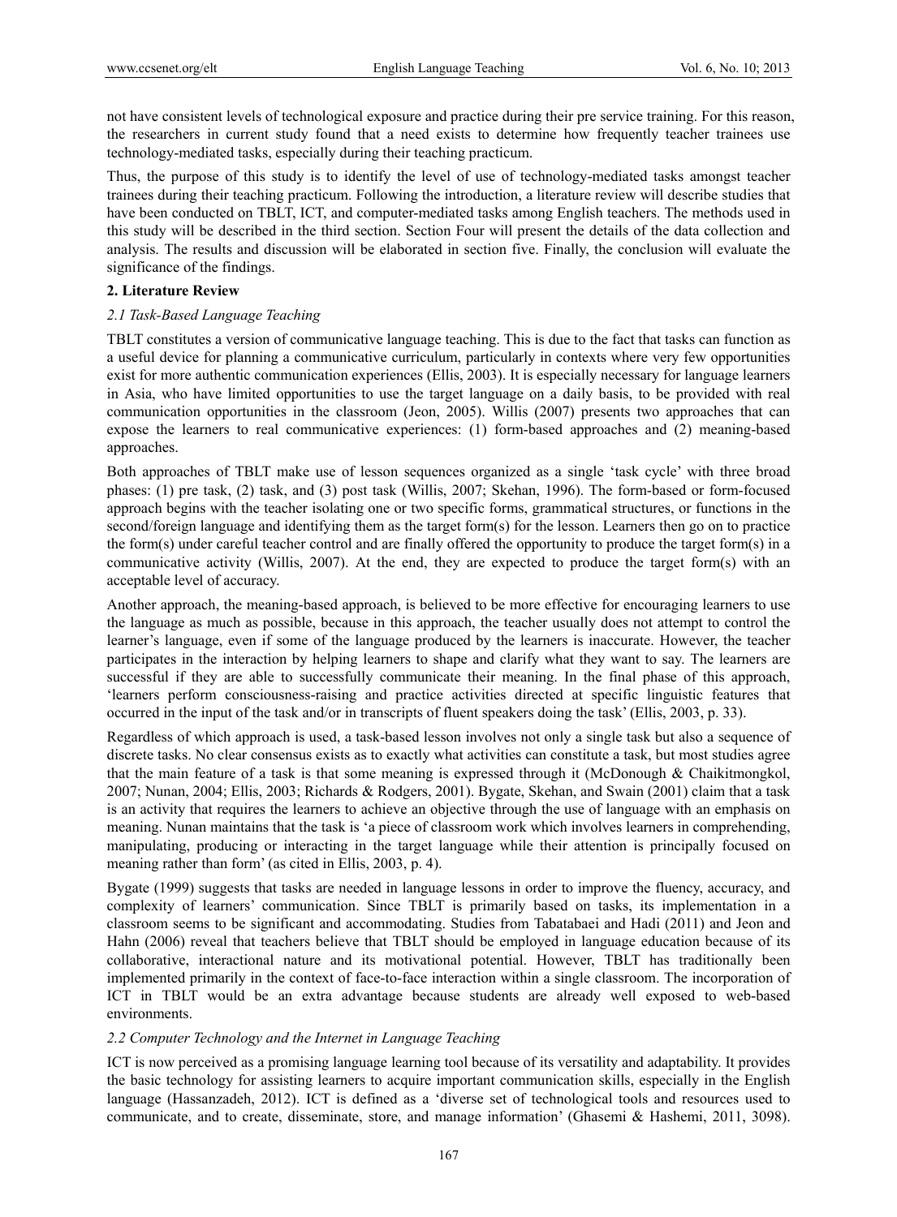not have consistent levels of technological exposure and practice during their pre service training. For this reason, the researchers in current study found that a need exists to determine how frequently teacher trainees use technology-mediated tasks, especially during their teaching practicum.

Thus, the purpose of this study is to identify the level of use of technology-mediated tasks amongst teacher trainees during their teaching practicum. Following the introduction, a literature review will describe studies that have been conducted on TBLT, ICT, and computer-mediated tasks among English teachers. The methods used in this study will be described in the third section. Section Four will present the details of the data collection and analysis. The results and discussion will be elaborated in section five. Finally, the conclusion will evaluate the significance of the findings.

## 2. Literature Review

### *2.1 Task-Based Language Teaching*

TBLT constitutes a version of communicative language teaching. This is due to the fact that tasks can function as a useful device for planning a communicative curriculum, particularly in contexts where very few opportunities exist for more authentic communication experiences (Ellis, 2003). It is especially necessary for language learners in Asia, who have limited opportunities to use the target language on a daily basis, to be provided with real communication opportunities in the classroom (Jeon, 2005). Willis (2007) presents two approaches that can expose the learners to real communicative experiences: (1) form-based approaches and (2) meaning-based approaches.

Both approaches of TBLT make use of lesson sequences organized as a single 'task cycle' with three broad phases: (1) pre task, (2) task, and (3) post task (Willis, 2007; Skehan, 1996). The form-based or form-focused approach begins with the teacher isolating one or two specific forms, grammatical structures, or functions in the second/foreign language and identifying them as the target form(s) for the lesson. Learners then go on to practice the form(s) under careful teacher control and are finally offered the opportunity to produce the target form(s) in a communicative activity (Willis, 2007). At the end, they are expected to produce the target form(s) with an acceptable level of accuracy.

Another approach, the meaning-based approach, is believed to be more effective for encouraging learners to use the language as much as possible, because in this approach, the teacher usually does not attempt to control the learner's language, even if some of the language produced by the learners is inaccurate. However, the teacher participates in the interaction by helping learners to shape and clarify what they want to say. The learners are successful if they are able to successfully communicate their meaning. In the final phase of this approach, 'learners perform consciousness-raising and practice activities directed at specific linguistic features that occurred in the input of the task and/or in transcripts of fluent speakers doing the task' (Ellis, 2003, p. 33).

Regardless of which approach is used, a task-based lesson involves not only a single task but also a sequence of discrete tasks. No clear consensus exists as to exactly what activities can constitute a task, but most studies agree that the main feature of a task is that some meaning is expressed through it (McDonough & Chaikitmongkol, 2007; Nunan, 2004; Ellis, 2003; Richards & Rodgers, 2001). Bygate, Skehan, and Swain (2001) claim that a task is an activity that requires the learners to achieve an objective through the use of language with an emphasis on meaning. Nunan maintains that the task is 'a piece of classroom work which involves learners in comprehending, manipulating, producing or interacting in the target language while their attention is principally focused on meaning rather than form' (as cited in Ellis, 2003, p. 4).

Bygate (1999) suggests that tasks are needed in language lessons in order to improve the fluency, accuracy, and complexity of learners' communication. Since TBLT is primarily based on tasks, its implementation in a classroom seems to be significant and accommodating. Studies from Tabatabaei and Hadi (2011) and Jeon and Hahn (2006) reveal that teachers believe that TBLT should be employed in language education because of its collaborative, interactional nature and its motivational potential. However, TBLT has traditionally been implemented primarily in the context of face-to-face interaction within a single classroom. The incorporation of ICT in TBLT would be an extra advantage because students are already well exposed to web-based environments.

### *2.2 Computer Technology and the Internet in Language Teaching*

ICT is now perceived as a promising language learning tool because of its versatility and adaptability. It provides the basic technology for assisting learners to acquire important communication skills, especially in the English language (Hassanzadeh, 2012). ICT is defined as a 'diverse set of technological tools and resources used to communicate, and to create, disseminate, store, and manage information' (Ghasemi & Hashemi, 2011, 3098).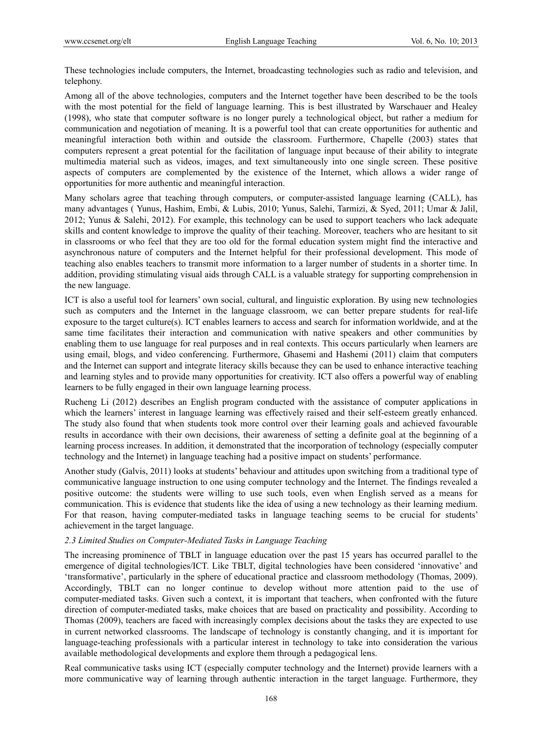These technologies include computers, the Internet, broadcasting technologies such as radio and television, and telephony.

Among all of the above technologies, computers and the Internet together have been described to be the tools with the most potential for the field of language learning. This is best illustrated by Warschauer and Healey (1998), who state that computer software is no longer purely a technological object, but rather a medium for communication and negotiation of meaning. It is a powerful tool that can create opportunities for authentic and meaningful interaction both within and outside the classroom. Furthermore, Chapelle (2003) states that computers represent a great potential for the facilitation of language input because of their ability to integrate multimedia material such as videos, images, and text simultaneously into one single screen. These positive aspects of computers are complemented by the existence of the Internet, which allows a wider range of opportunities for more authentic and meaningful interaction.

Many scholars agree that teaching through computers, or computer-assisted language learning (CALL), has many advantages ( Yunus, Hashim, Embi, & Lubis, 2010; Yunus, Salehi, Tarmizi, & Syed, 2011; Umar & Jalil, 2012; Yunus & Salehi, 2012). For example, this technology can be used to support teachers who lack adequate skills and content knowledge to improve the quality of their teaching. Moreover, teachers who are hesitant to sit in classrooms or who feel that they are too old for the formal education system might find the interactive and asynchronous nature of computers and the Internet helpful for their professional development. This mode of teaching also enables teachers to transmit more information to a larger number of students in a shorter time. In addition, providing stimulating visual aids through CALL is a valuable strategy for supporting comprehension in the new language.

ICT is also a useful tool for learners' own social, cultural, and linguistic exploration. By using new technologies such as computers and the Internet in the language classroom, we can better prepare students for real-life exposure to the target culture(s). ICT enables learners to access and search for information worldwide, and at the same time facilitates their interaction and communication with native speakers and other communities by enabling them to use language for real purposes and in real contexts. This occurs particularly when learners are using email, blogs, and video conferencing. Furthermore, Ghasemi and Hashemi (2011) claim that computers and the Internet can support and integrate literacy skills because they can be used to enhance interactive teaching and learning styles and to provide many opportunities for creativity. ICT also offers a powerful way of enabling learners to be fully engaged in their own language learning process.

Rucheng Li (2012) describes an English program conducted with the assistance of computer applications in which the learners' interest in language learning was effectively raised and their self-esteem greatly enhanced. The study also found that when students took more control over their learning goals and achieved favourable results in accordance with their own decisions, their awareness of setting a definite goal at the beginning of a learning process increases. In addition, it demonstrated that the incorporation of technology (especially computer technology and the Internet) in language teaching had a positive impact on students' performance.

Another study (Galvis, 2011) looks at students' behaviour and attitudes upon switching from a traditional type of communicative language instruction to one using computer technology and the Internet. The findings revealed a positive outcome: the students were willing to use such tools, even when English served as a means for communication. This is evidence that students like the idea of using a new technology as their learning medium. For that reason, having computer-mediated tasks in language teaching seems to be crucial for students' achievement in the target language.

### *2.3 Limited Studies on Computer-Mediated Tasks in Language Teaching*

The increasing prominence of TBLT in language education over the past 15 years has occurred parallel to the emergence of digital technologies/ICT. Like TBLT, digital technologies have been considered 'innovative' and 'transformative', particularly in the sphere of educational practice and classroom methodology (Thomas, 2009). Accordingly, TBLT can no longer continue to develop without more attention paid to the use of computer-mediated tasks. Given such a context, it is important that teachers, when confronted with the future direction of computer-mediated tasks, make choices that are based on practicality and possibility. According to Thomas (2009), teachers are faced with increasingly complex decisions about the tasks they are expected to use in current networked classrooms. The landscape of technology is constantly changing, and it is important for language-teaching professionals with a particular interest in technology to take into consideration the various available methodological developments and explore them through a pedagogical lens.

Real communicative tasks using ICT (especially computer technology and the Internet) provide learners with a more communicative way of learning through authentic interaction in the target language. Furthermore, they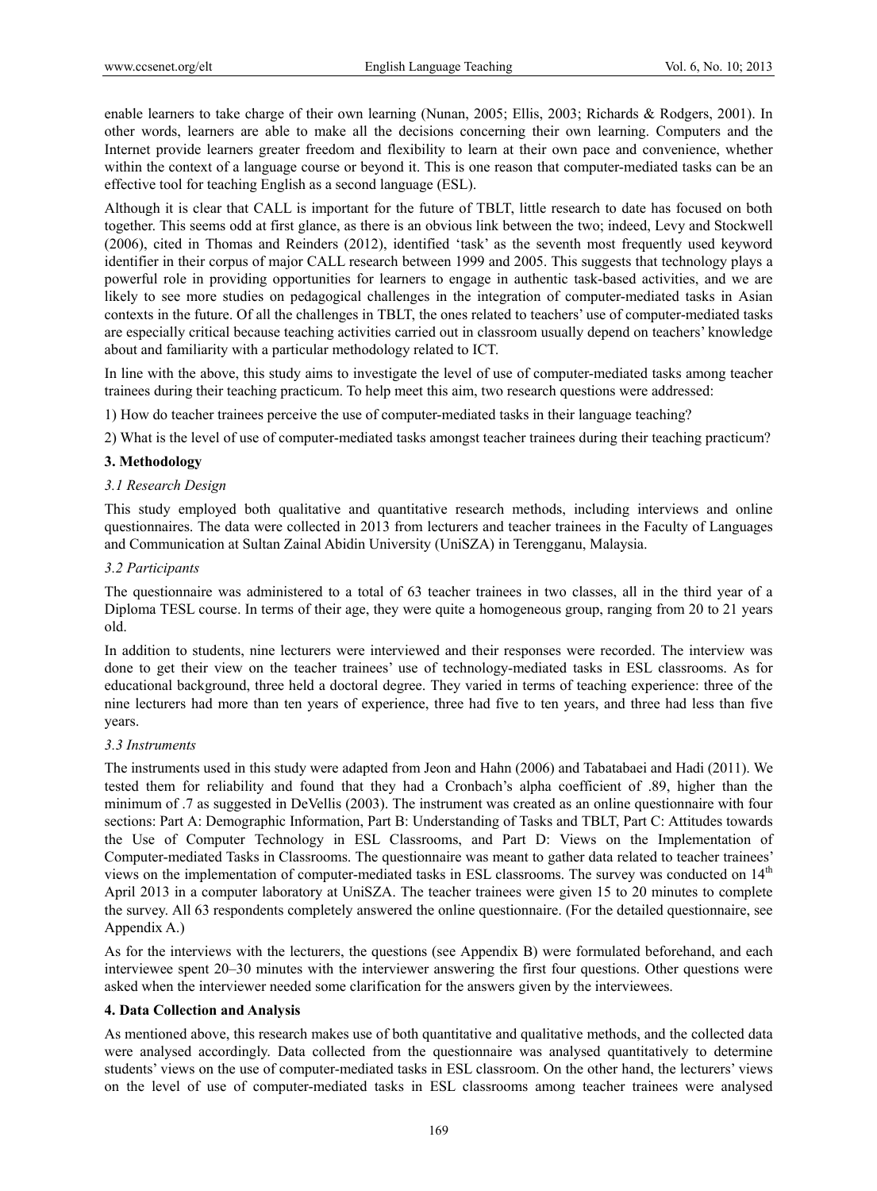enable learners to take charge of their own learning (Nunan, 2005; Ellis, 2003; Richards & Rodgers, 2001). In other words, learners are able to make all the decisions concerning their own learning. Computers and the Internet provide learners greater freedom and flexibility to learn at their own pace and convenience, whether within the context of a language course or beyond it. This is one reason that computer-mediated tasks can be an effective tool for teaching English as a second language (ESL).

Although it is clear that CALL is important for the future of TBLT, little research to date has focused on both together. This seems odd at first glance, as there is an obvious link between the two; indeed, Levy and Stockwell (2006), cited in Thomas and Reinders (2012), identified 'task' as the seventh most frequently used keyword identifier in their corpus of major CALL research between 1999 and 2005. This suggests that technology plays a powerful role in providing opportunities for learners to engage in authentic task-based activities, and we are likely to see more studies on pedagogical challenges in the integration of computer-mediated tasks in Asian contexts in the future. Of all the challenges in TBLT, the ones related to teachers' use of computer-mediated tasks are especially critical because teaching activities carried out in classroom usually depend on teachers' knowledge about and familiarity with a particular methodology related to ICT.

In line with the above, this study aims to investigate the level of use of computer-mediated tasks among teacher trainees during their teaching practicum. To help meet this aim, two research questions were addressed:

1) How do teacher trainees perceive the use of computer-mediated tasks in their language teaching?

2) What is the level of use of computer-mediated tasks amongst teacher trainees during their teaching practicum?

## 3. Methodology

### *3.1 Research Design*

This study employed both qualitative and quantitative research methods, including interviews and online questionnaires. The data were collected in 2013 from lecturers and teacher trainees in the Faculty of Languages and Communication at Sultan Zainal Abidin University (UniSZA) in Terengganu, Malaysia.

### *3.2 Participants*

The questionnaire was administered to a total of 63 teacher trainees in two classes, all in the third year of a Diploma TESL course. In terms of their age, they were quite a homogeneous group, ranging from 20 to 21 years old.

In addition to students, nine lecturers were interviewed and their responses were recorded. The interview was done to get their view on the teacher trainees' use of technology-mediated tasks in ESL classrooms. As for educational background, three held a doctoral degree. They varied in terms of teaching experience: three of the nine lecturers had more than ten years of experience, three had five to ten years, and three had less than five years.

### *3.3 Instruments*

The instruments used in this study were adapted from Jeon and Hahn (2006) and Tabatabaei and Hadi (2011). We tested them for reliability and found that they had a Cronbach's alpha coefficient of .89, higher than the minimum of .7 as suggested in DeVellis (2003). The instrument was created as an online questionnaire with four sections: Part A: Demographic Information, Part B: Understanding of Tasks and TBLT, Part C: Attitudes towards the Use of Computer Technology in ESL Classrooms, and Part D: Views on the Implementation of Computer-mediated Tasks in Classrooms. The questionnaire was meant to gather data related to teacher trainees' views on the implementation of computer-mediated tasks in ESL classrooms. The survey was conducted on 14th April 2013 in a computer laboratory at UniSZA. The teacher trainees were given 15 to 20 minutes to complete the survey. All 63 respondents completely answered the online questionnaire. (For the detailed questionnaire, see Appendix A.)

As for the interviews with the lecturers, the questions (see Appendix B) were formulated beforehand, and each interviewee spent 20–30 minutes with the interviewer answering the first four questions. Other questions were asked when the interviewer needed some clarification for the answers given by the interviewees.

## 4. Data Collection and Analysis

As mentioned above, this research makes use of both quantitative and qualitative methods, and the collected data were analysed accordingly. Data collected from the questionnaire was analysed quantitatively to determine students' views on the use of computer-mediated tasks in ESL classroom. On the other hand, the lecturers' views on the level of use of computer-mediated tasks in ESL classrooms among teacher trainees were analysed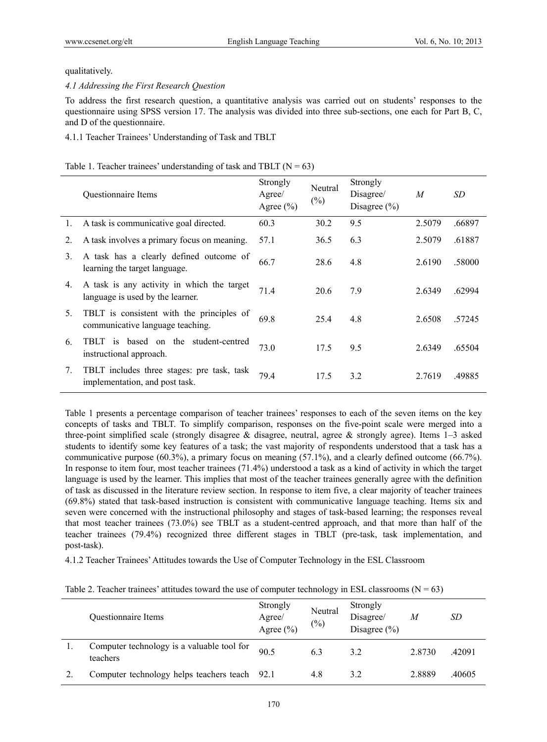qualitatively.

*4.1 Addressing the First Research Question*

To address the first research question, a quantitative analysis was carried out on students' responses to the questionnaire using SPSS version 17. The analysis was divided into three sub-sections, one each for Part B, C, and D of the questionnaire.

4.1.1 Teacher Trainees' Understanding of Task and TBLT

Table 1. Teacher trainees' understanding of task and TBLT (N = 63)

| | Questionnaire Items | Strongly Agree/ Agree (%) | Neutral (%) | Strongly Disagree/ Disagree (%) | *M* | *SD* |
|---|---|---|---|---|---|---|
| 1. | A task is communicative goal directed. | 60.3 | 30.2 | 9.5 | 2.5079 | .66897 |
| 2. | A task involves a primary focus on meaning. | 57.1 | 36.5 | 6.3 | 2.5079 | .61887 |
| 3. | A task has a clearly defined outcome of learning the target language. | 66.7 | 28.6 | 4.8 | 2.6190 | .58000 |
| 4. | A task is any activity in which the target language is used by the learner. | 71.4 | 20.6 | 7.9 | 2.6349 | .62994 |
| 5. | TBLT is consistent with the principles of communicative language teaching. | 69.8 | 25.4 | 4.8 | 2.6508 | .57245 |
| 6. | TBLT is based on the student-centred instructional approach. | 73.0 | 17.5 | 9.5 | 2.6349 | .65504 |
| 7. | TBLT includes three stages: pre task, task implementation, and post task. | 79.4 | 17.5 | 3.2 | 2.7619 | .49885 |

Table 1 presents a percentage comparison of teacher trainees' responses to each of the seven items on the key concepts of tasks and TBLT. To simplify comparison, responses on the five-point scale were merged into a three-point simplified scale (strongly disagree & disagree, neutral, agree & strongly agree). Items 1–3 asked students to identify some key features of a task; the vast majority of respondents understood that a task has a communicative purpose (60.3%), a primary focus on meaning (57.1%), and a clearly defined outcome (66.7%). In response to item four, most teacher trainees (71.4%) understood a task as a kind of activity in which the target language is used by the learner. This implies that most of the teacher trainees generally agree with the definition of task as discussed in the literature review section. In response to item five, a clear majority of teacher trainees (69.8%) stated that task-based instruction is consistent with communicative language teaching. Items six and seven were concerned with the instructional philosophy and stages of task-based learning; the responses reveal that most teacher trainees (73.0%) see TBLT as a student-centred approach, and that more than half of the teacher trainees (79.4%) recognized three different stages in TBLT (pre-task, task implementation, and post-task).

4.1.2 Teacher Trainees' Attitudes towards the Use of Computer Technology in the ESL Classroom

Table 2. Teacher trainees' attitudes toward the use of computer technology in ESL classrooms (N = 63)

| | Questionnaire Items | Strongly Agree/ Agree (%) | Neutral (%) | Strongly Disagree/ Disagree (%) | *M* | *SD* |
|---|---|---|---|---|---|---|
| 1. | Computer technology is a valuable tool for teachers | 90.5 | 6.3 | 3.2 | 2.8730 | .42091 |
| 2. | Computer technology helps teachers teach | 92.1 | 4.8 | 3.2 | 2.8889 | .40605 |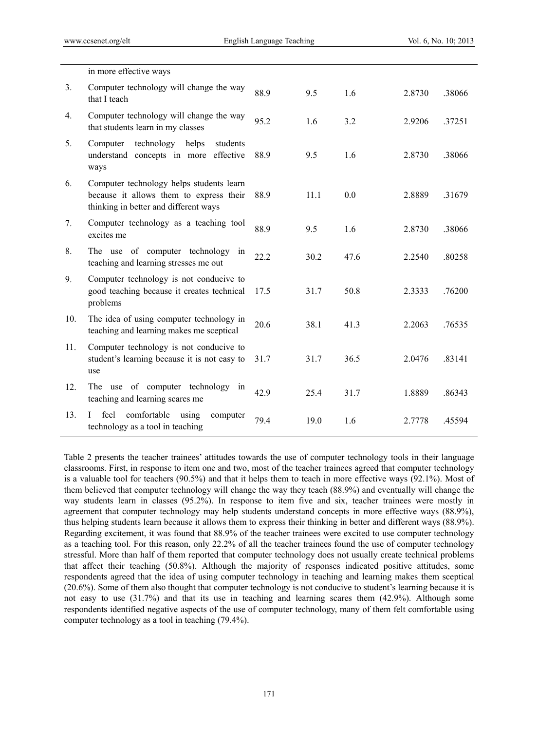| | | | | | | |
|---|---|---|---|---|---|---|
| | in more effective ways | | | | | |
| 3. | Computer technology will change the way that I teach | 88.9 | 9.5 | 1.6 | 2.8730 | .38066 |
| 4. | Computer technology will change the way that students learn in my classes | 95.2 | 1.6 | 3.2 | 2.9206 | .37251 |
| 5. | Computer technology helps students understand concepts in more effective ways | 88.9 | 9.5 | 1.6 | 2.8730 | .38066 |
| 6. | Computer technology helps students learn because it allows them to express their thinking in better and different ways | 88.9 | 11.1 | 0.0 | 2.8889 | .31679 |
| 7. | Computer technology as a teaching tool excites me | 88.9 | 9.5 | 1.6 | 2.8730 | .38066 |
| 8. | The use of computer technology in teaching and learning stresses me out | 22.2 | 30.2 | 47.6 | 2.2540 | .80258 |
| 9. | Computer technology is not conducive to good teaching because it creates technical problems | 17.5 | 31.7 | 50.8 | 2.3333 | .76200 |
| 10. | The idea of using computer technology in teaching and learning makes me sceptical | 20.6 | 38.1 | 41.3 | 2.2063 | .76535 |
| 11. | Computer technology is not conducive to student's learning because it is not easy to use | 31.7 | 31.7 | 36.5 | 2.0476 | .83141 |
| 12. | The use of computer technology in teaching and learning scares me | 42.9 | 25.4 | 31.7 | 1.8889 | .86343 |
| 13. | I feel comfortable using computer technology as a tool in teaching | 79.4 | 19.0 | 1.6 | 2.7778 | .45594 |

Table 2 presents the teacher trainees' attitudes towards the use of computer technology tools in their language classrooms. First, in response to item one and two, most of the teacher trainees agreed that computer technology is a valuable tool for teachers (90.5%) and that it helps them to teach in more effective ways (92.1%). Most of them believed that computer technology will change the way they teach (88.9%) and eventually will change the way students learn in classes (95.2%). In response to item five and six, teacher trainees were mostly in agreement that computer technology may help students understand concepts in more effective ways (88.9%), thus helping students learn because it allows them to express their thinking in better and different ways (88.9%). Regarding excitement, it was found that 88.9% of the teacher trainees were excited to use computer technology as a teaching tool. For this reason, only 22.2% of all the teacher trainees found the use of computer technology stressful. More than half of them reported that computer technology does not usually create technical problems that affect their teaching (50.8%). Although the majority of responses indicated positive attitudes, some respondents agreed that the idea of using computer technology in teaching and learning makes them sceptical (20.6%). Some of them also thought that computer technology is not conducive to student's learning because it is not easy to use (31.7%) and that its use in teaching and learning scares them (42.9%). Although some respondents identified negative aspects of the use of computer technology, many of them felt comfortable using computer technology as a tool in teaching (79.4%).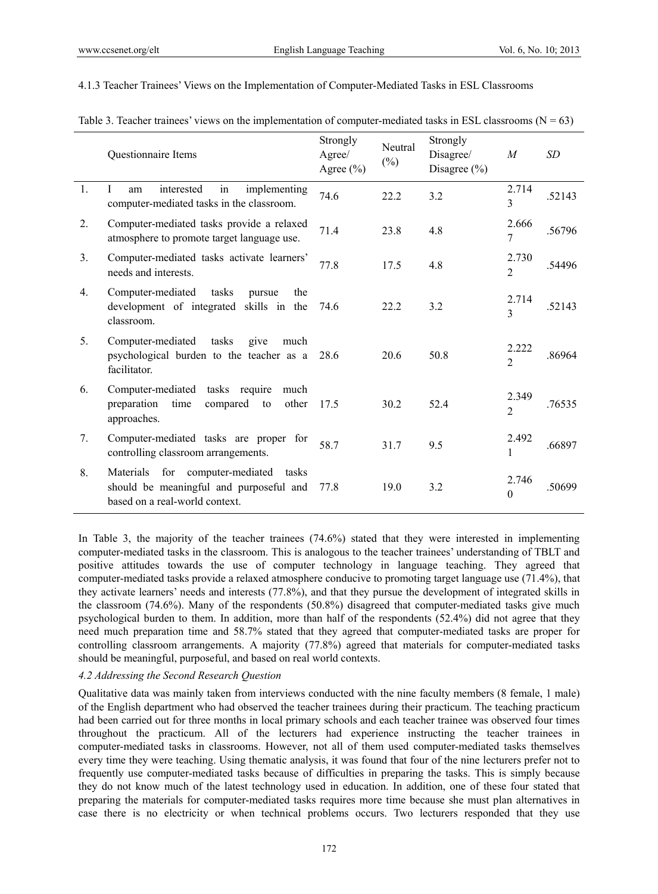#### 4.1.3 Teacher Trainees' Views on the Implementation of Computer-Mediated Tasks in ESL Classrooms

Table 3. Teacher trainees' views on the implementation of computer-mediated tasks in ESL classrooms (N = 63)

| | Questionnaire Items | Strongly Agree/ Agree (%) | Neutral (%) | Strongly Disagree/ Disagree (%) | *M* | *SD* |
|---|---|---|---|---|---|---|
| 1. | I am interested in implementing computer-mediated tasks in the classroom. | 74.6 | 22.2 | 3.2 | 2.7143 | .52143 |
| 2. | Computer-mediated tasks provide a relaxed atmosphere to promote target language use. | 71.4 | 23.8 | 4.8 | 2.6667 | .56796 |
| 3. | Computer-mediated tasks activate learners' needs and interests. | 77.8 | 17.5 | 4.8 | 2.7302 | .54496 |
| 4. | Computer-mediated tasks pursue the development of integrated skills in the classroom. | 74.6 | 22.2 | 3.2 | 2.7143 | .52143 |
| 5. | Computer-mediated tasks give much psychological burden to the teacher as a facilitator. | 28.6 | 20.6 | 50.8 | 2.2222 | .86964 |
| 6. | Computer-mediated tasks require much preparation time compared to other approaches. | 17.5 | 30.2 | 52.4 | 2.3492 | .76535 |
| 7. | Computer-mediated tasks are proper for controlling classroom arrangements. | 58.7 | 31.7 | 9.5 | 2.4921 | .66897 |
| 8. | Materials for computer-mediated tasks should be meaningful and purposeful and based on a real-world context. | 77.8 | 19.0 | 3.2 | 2.7460 | .50699 |

In Table 3, the majority of the teacher trainees (74.6%) stated that they were interested in implementing computer-mediated tasks in the classroom. This is analogous to the teacher trainees' understanding of TBLT and positive attitudes towards the use of computer technology in language teaching. They agreed that computer-mediated tasks provide a relaxed atmosphere conducive to promoting target language use (71.4%), that they activate learners' needs and interests (77.8%), and that they pursue the development of integrated skills in the classroom (74.6%). Many of the respondents (50.8%) disagreed that computer-mediated tasks give much psychological burden to them. In addition, more than half of the respondents (52.4%) did not agree that they need much preparation time and 58.7% stated that they agreed that computer-mediated tasks are proper for controlling classroom arrangements. A majority (77.8%) agreed that materials for computer-mediated tasks should be meaningful, purposeful, and based on real world contexts.

### *4.2 Addressing the Second Research Question*

Qualitative data was mainly taken from interviews conducted with the nine faculty members (8 female, 1 male) of the English department who had observed the teacher trainees during their practicum. The teaching practicum had been carried out for three months in local primary schools and each teacher trainee was observed four times throughout the practicum. All of the lecturers had experience instructing the teacher trainees in computer-mediated tasks in classrooms. However, not all of them used computer-mediated tasks themselves every time they were teaching. Using thematic analysis, it was found that four of the nine lecturers prefer not to frequently use computer-mediated tasks because of difficulties in preparing the tasks. This is simply because they do not know much of the latest technology used in education. In addition, one of these four stated that preparing the materials for computer-mediated tasks requires more time because she must plan alternatives in case there is no electricity or when technical problems occurs. Two lecturers responded that they use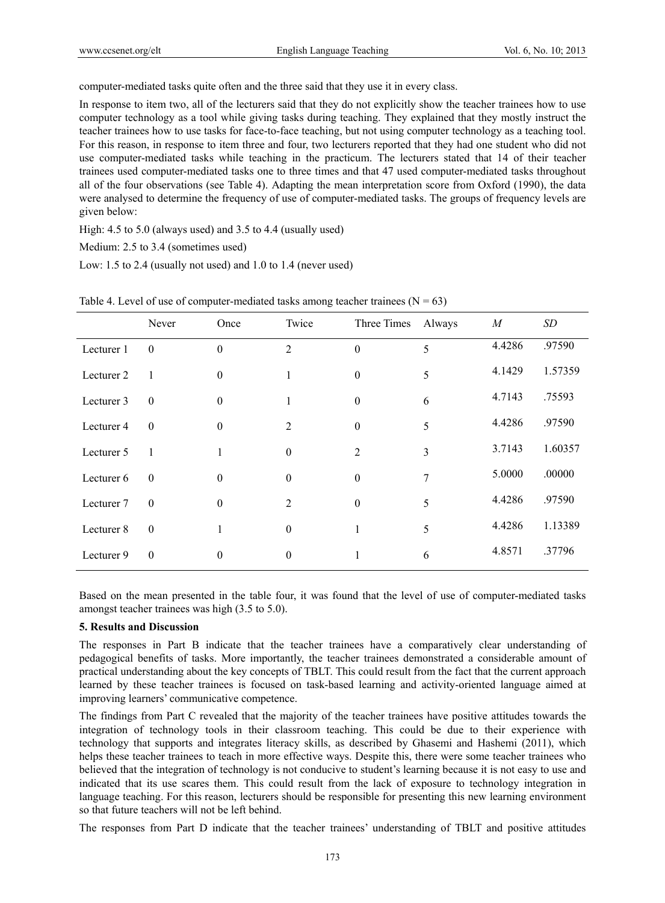computer-mediated tasks quite often and the three said that they use it in every class.

In response to item two, all of the lecturers said that they do not explicitly show the teacher trainees how to use computer technology as a tool while giving tasks during teaching. They explained that they mostly instruct the teacher trainees how to use tasks for face-to-face teaching, but not using computer technology as a teaching tool. For this reason, in response to item three and four, two lecturers reported that they had one student who did not use computer-mediated tasks while teaching in the practicum. The lecturers stated that 14 of their teacher trainees used computer-mediated tasks one to three times and that 47 used computer-mediated tasks throughout all of the four observations (see Table 4). Adapting the mean interpretation score from Oxford (1990), the data were analysed to determine the frequency of use of computer-mediated tasks. The groups of frequency levels are given below:

High: 4.5 to 5.0 (always used) and 3.5 to 4.4 (usually used)

Medium: 2.5 to 3.4 (sometimes used)

Low: 1.5 to 2.4 (usually not used) and 1.0 to 1.4 (never used)

Table 4. Level of use of computer-mediated tasks among teacher trainees ($N = 63$)

| | Never | Once | Twice | Three Times | Always | *M* | *SD* |
|---|---|---|---|---|---|---|---|
| Lecturer 1 | 0 | 0 | 2 | 0 | 5 | 4.4286 | .97590 |
| Lecturer 2 | 1 | 0 | 1 | 0 | 5 | 4.1429 | 1.57359 |
| Lecturer 3 | 0 | 0 | 1 | 0 | 6 | 4.7143 | .75593 |
| Lecturer 4 | 0 | 0 | 2 | 0 | 5 | 4.4286 | .97590 |
| Lecturer 5 | 1 | 1 | 0 | 2 | 3 | 3.7143 | 1.60357 |
| Lecturer 6 | 0 | 0 | 0 | 0 | 7 | 5.0000 | .00000 |
| Lecturer 7 | 0 | 0 | 2 | 0 | 5 | 4.4286 | .97590 |
| Lecturer 8 | 0 | 1 | 0 | 1 | 5 | 4.4286 | 1.13389 |
| Lecturer 9 | 0 | 0 | 0 | 1 | 6 | 4.8571 | .37796 |

Based on the mean presented in the table four, it was found that the level of use of computer-mediated tasks amongst teacher trainees was high (3.5 to 5.0).

## 5. Results and Discussion

The responses in Part B indicate that the teacher trainees have a comparatively clear understanding of pedagogical benefits of tasks. More importantly, the teacher trainees demonstrated a considerable amount of practical understanding about the key concepts of TBLT. This could result from the fact that the current approach learned by these teacher trainees is focused on task-based learning and activity-oriented language aimed at improving learners' communicative competence.

The findings from Part C revealed that the majority of the teacher trainees have positive attitudes towards the integration of technology tools in their classroom teaching. This could be due to their experience with technology that supports and integrates literacy skills, as described by Ghasemi and Hashemi (2011), which helps these teacher trainees to teach in more effective ways. Despite this, there were some teacher trainees who believed that the integration of technology is not conducive to student's learning because it is not easy to use and indicated that its use scares them. This could result from the lack of exposure to technology integration in language teaching. For this reason, lecturers should be responsible for presenting this new learning environment so that future teachers will not be left behind.

The responses from Part D indicate that the teacher trainees' understanding of TBLT and positive attitudes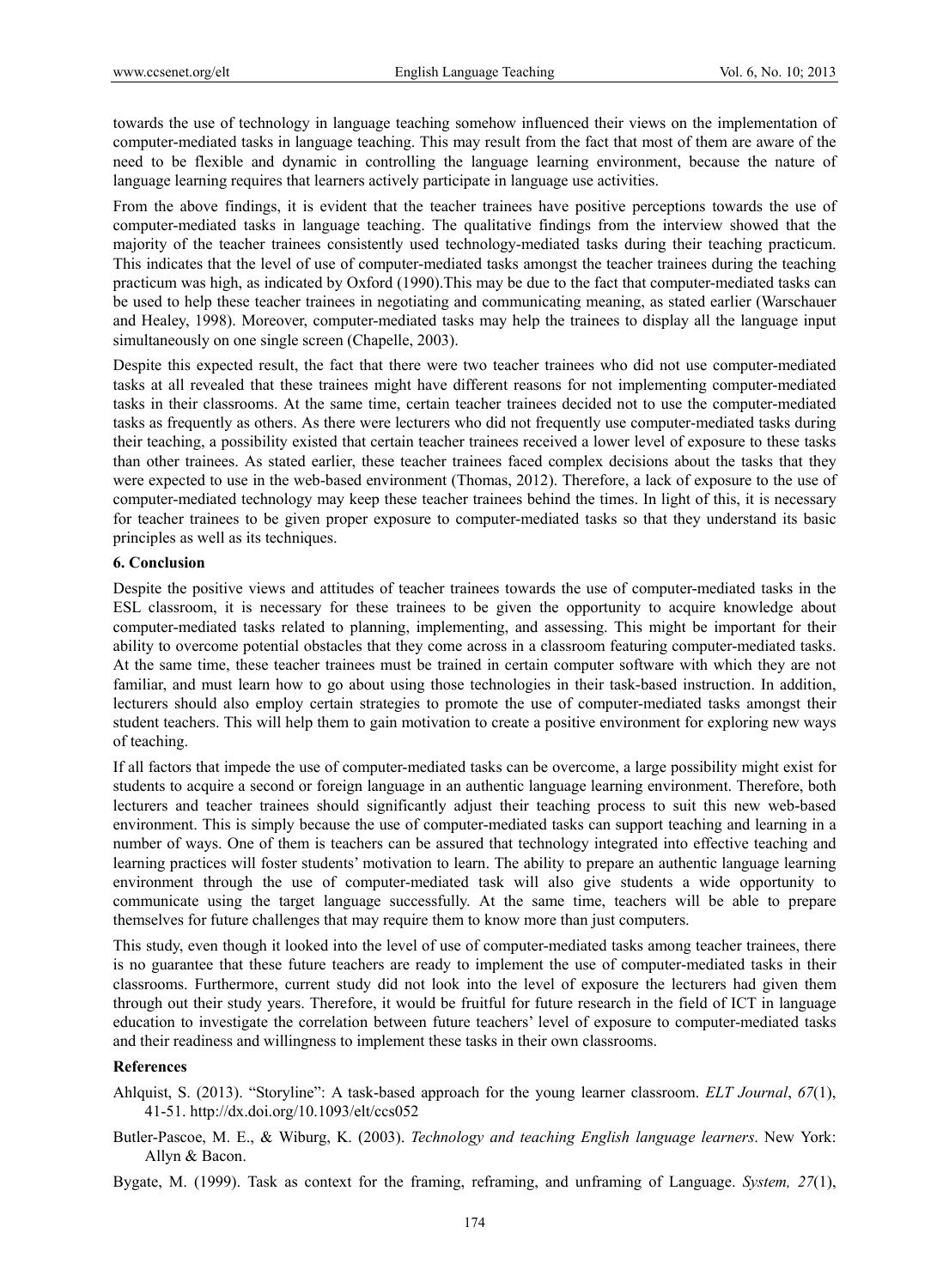towards the use of technology in language teaching somehow influenced their views on the implementation of computer-mediated tasks in language teaching. This may result from the fact that most of them are aware of the need to be flexible and dynamic in controlling the language learning environment, because the nature of language learning requires that learners actively participate in language use activities.

From the above findings, it is evident that the teacher trainees have positive perceptions towards the use of computer-mediated tasks in language teaching. The qualitative findings from the interview showed that the majority of the teacher trainees consistently used technology-mediated tasks during their teaching practicum. This indicates that the level of use of computer-mediated tasks amongst the teacher trainees during the teaching practicum was high, as indicated by Oxford (1990).This may be due to the fact that computer-mediated tasks can be used to help these teacher trainees in negotiating and communicating meaning, as stated earlier (Warschauer and Healey, 1998). Moreover, computer-mediated tasks may help the trainees to display all the language input simultaneously on one single screen (Chapelle, 2003).

Despite this expected result, the fact that there were two teacher trainees who did not use computer-mediated tasks at all revealed that these trainees might have different reasons for not implementing computer-mediated tasks in their classrooms. At the same time, certain teacher trainees decided not to use the computer-mediated tasks as frequently as others. As there were lecturers who did not frequently use computer-mediated tasks during their teaching, a possibility existed that certain teacher trainees received a lower level of exposure to these tasks than other trainees. As stated earlier, these teacher trainees faced complex decisions about the tasks that they were expected to use in the web-based environment (Thomas, 2012). Therefore, a lack of exposure to the use of computer-mediated technology may keep these teacher trainees behind the times. In light of this, it is necessary for teacher trainees to be given proper exposure to computer-mediated tasks so that they understand its basic principles as well as its techniques.

## 6. Conclusion

Despite the positive views and attitudes of teacher trainees towards the use of computer-mediated tasks in the ESL classroom, it is necessary for these trainees to be given the opportunity to acquire knowledge about computer-mediated tasks related to planning, implementing, and assessing. This might be important for their ability to overcome potential obstacles that they come across in a classroom featuring computer-mediated tasks. At the same time, these teacher trainees must be trained in certain computer software with which they are not familiar, and must learn how to go about using those technologies in their task-based instruction. In addition, lecturers should also employ certain strategies to promote the use of computer-mediated tasks amongst their student teachers. This will help them to gain motivation to create a positive environment for exploring new ways of teaching.

If all factors that impede the use of computer-mediated tasks can be overcome, a large possibility might exist for students to acquire a second or foreign language in an authentic language learning environment. Therefore, both lecturers and teacher trainees should significantly adjust their teaching process to suit this new web-based environment. This is simply because the use of computer-mediated tasks can support teaching and learning in a number of ways. One of them is teachers can be assured that technology integrated into effective teaching and learning practices will foster students' motivation to learn. The ability to prepare an authentic language learning environment through the use of computer-mediated task will also give students a wide opportunity to communicate using the target language successfully. At the same time, teachers will be able to prepare themselves for future challenges that may require them to know more than just computers.

This study, even though it looked into the level of use of computer-mediated tasks among teacher trainees, there is no guarantee that these future teachers are ready to implement the use of computer-mediated tasks in their classrooms. Furthermore, current study did not look into the level of exposure the lecturers had given them through out their study years. Therefore, it would be fruitful for future research in the field of ICT in language education to investigate the correlation between future teachers' level of exposure to computer-mediated tasks and their readiness and willingness to implement these tasks in their own classrooms.

## References

Ahlquist, S. (2013). "Storyline": A task-based approach for the young learner classroom. *ELT Journal*, *67*(1), 41-51. http://dx.doi.org/10.1093/elt/ccs052

Butler-Pascoe, M. E., & Wiburg, K. (2003). *Technology and teaching English language learners*. New York: Allyn & Bacon.

Bygate, M. (1999). Task as context for the framing, reframing, and unframing of Language. *System, 27*(1),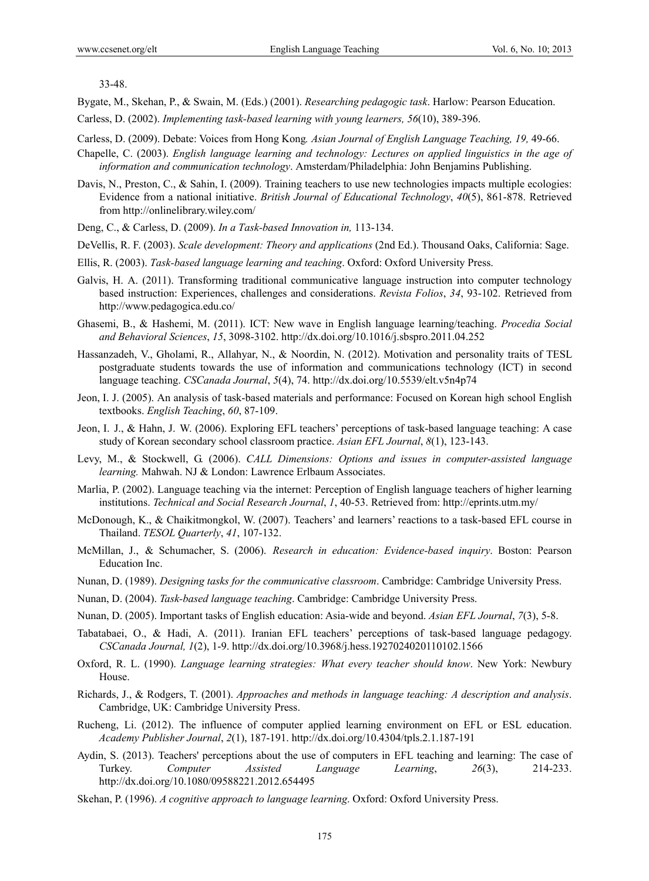33-48.

Bygate, M., Skehan, P., & Swain, M. (Eds.) (2001). *Researching pedagogic task*. Harlow: Pearson Education.

Carless, D. (2002). *Implementing task-based learning with young learners, 56*(10), 389-396.

Carless, D. (2009). Debate: Voices from Hong Kong*. Asian Journal of English Language Teaching, 19,* 49-66.

Chapelle, C. (2003). *English language learning and technology: Lectures on applied linguistics in the age of information and communication technology*. Amsterdam/Philadelphia: John Benjamins Publishing.

Davis, N., Preston, C., & Sahin, I. (2009). Training teachers to use new technologies impacts multiple ecologies: Evidence from a national initiative. *British Journal of Educational Technology*, *40*(5), 861-878. Retrieved from http://onlinelibrary.wiley.com/

Deng, C., & Carless, D. (2009). *In a Task-based Innovation in,* 113-134.

DeVellis, R. F. (2003). *Scale development: Theory and applications* (2nd Ed.). Thousand Oaks, California: Sage.

Ellis, R. (2003). *Task-based language learning and teaching*. Oxford: Oxford University Press.

Galvis, H. A. (2011). Transforming traditional communicative language instruction into computer technology based instruction: Experiences, challenges and considerations. *Revista Folios*, *34*, 93-102. Retrieved from http://www.pedagogica.edu.co/

Ghasemi, B., & Hashemi, M. (2011). ICT: New wave in English language learning/teaching. *Procedia Social and Behavioral Sciences*, *15*, 3098-3102. http://dx.doi.org/10.1016/j.sbspro.2011.04.252

Hassanzadeh, V., Gholami, R., Allahyar, N., & Noordin, N. (2012). Motivation and personality traits of TESL postgraduate students towards the use of information and communications technology (ICT) in second language teaching. *CSCanada Journal*, *5*(4), 74. http://dx.doi.org/10.5539/elt.v5n4p74

Jeon, I. J. (2005). An analysis of task-based materials and performance: Focused on Korean high school English textbooks. *English Teaching*, *60*, 87-109.

Jeon, I. J., & Hahn, J. W. (2006). Exploring EFL teachers' perceptions of task-based language teaching: A case study of Korean secondary school classroom practice. *Asian EFL Journal*, *8*(1), 123-143.

Levy, M., & Stockwell, G. (2006). *CALL Dimensions: Options and issues in computer-assisted language learning.* Mahwah. NJ & London: Lawrence Erlbaum Associates.

Marlia, P. (2002). Language teaching via the internet: Perception of English language teachers of higher learning institutions. *Technical and Social Research Journal*, *1*, 40-53. Retrieved from: http://eprints.utm.my/

McDonough, K., & Chaikitmongkol, W. (2007). Teachers' and learners' reactions to a task-based EFL course in Thailand. *TESOL Quarterly*, *41*, 107-132.

McMillan, J., & Schumacher, S. (2006). *Research in education: Evidence-based inquiry*. Boston: Pearson Education Inc.

Nunan, D. (1989). *Designing tasks for the communicative classroom*. Cambridge: Cambridge University Press.

Nunan, D. (2004). *Task-based language teaching*. Cambridge: Cambridge University Press.

Nunan, D. (2005). Important tasks of English education: Asia-wide and beyond. *Asian EFL Journal*, *7*(3), 5-8.

Tabatabaei, O., & Hadi, A. (2011). Iranian EFL teachers' perceptions of task-based language pedagogy. *CSCanada Journal, 1*(2), 1-9. http://dx.doi.org/10.3968/j.hess.1927024020110102.1566

Oxford, R. L. (1990). *Language learning strategies: What every teacher should know*. New York: Newbury House.

Richards, J., & Rodgers, T. (2001). *Approaches and methods in language teaching: A description and analysis*. Cambridge, UK: Cambridge University Press.

Rucheng, Li. (2012). The influence of computer applied learning environment on EFL or ESL education. *Academy Publisher Journal*, *2*(1), 187-191. http://dx.doi.org/10.4304/tpls.2.1.187-191

Aydin, S. (2013). Teachers' perceptions about the use of computers in EFL teaching and learning: The case of Turkey. *Computer Assisted Language Learning*, *26*(3), 214-233. http://dx.doi.org/10.1080/09588221.2012.654495

Skehan, P. (1996). *A cognitive approach to language learning*. Oxford: Oxford University Press.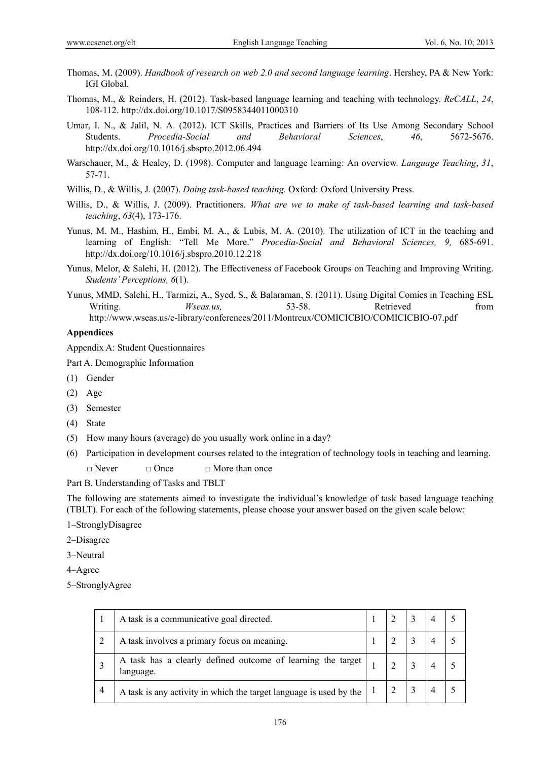Thomas, M. (2009). *Handbook of research on web 2.0 and second language learning*. Hershey, PA & New York: IGI Global.

Thomas, M., & Reinders, H. (2012). Task-based language learning and teaching with technology. *ReCALL*, *24*, 108-112. http://dx.doi.org/10.1017/S0958344011000310

Umar, I. N., & Jalil, N. A. (2012). ICT Skills, Practices and Barriers of Its Use Among Secondary School Students. *Procedia-Social and Behavioral Sciences*, *46*, 5672-5676. http://dx.doi.org/10.1016/j.sbspro.2012.06.494

Warschauer, M., & Healey, D. (1998). Computer and language learning: An overview. *Language Teaching*, *31*, 57-71.

Willis, D., & Willis, J. (2007). *Doing task-based teaching*. Oxford: Oxford University Press.

Willis, D., & Willis, J. (2009). Practitioners. *What are we to make of task-based learning and task-based teaching*, *63*(4), 173-176.

Yunus, M. M., Hashim, H., Embi, M. A., & Lubis, M. A. (2010). The utilization of ICT in the teaching and learning of English: "Tell Me More." *Procedia-Social and Behavioral Sciences, 9,* 685-691. http://dx.doi.org/10.1016/j.sbspro.2010.12.218

Yunus, Melor, & Salehi, H. (2012). The Effectiveness of Facebook Groups on Teaching and Improving Writing. *Students' Perceptions, 6*(1).

Yunus, MMD, Salehi, H., Tarmizi, A., Syed, S., & Balaraman, S. (2011). Using Digital Comics in Teaching ESL Writing. *Wseas.us,* 53-58. Retrieved from http://www.wseas.us/e-library/conferences/2011/Montreux/COMICICBIO/COMICICBIO-07.pdf

**Appendices**

Appendix A: Student Questionnaires

Part A. Demographic Information

(1) Gender

(2) Age

(3) Semester

(4) State

(5) How many hours (average) do you usually work online in a day?

(6) Participation in development courses related to the integration of technology tools in teaching and learning.

□ Never □ Once □ More than once

Part B. Understanding of Tasks and TBLT

The following are statements aimed to investigate the individual's knowledge of task based language teaching (TBLT). For each of the following statements, please choose your answer based on the given scale below:

1–StronglyDisagree

2–Disagree

3–Neutral

4–Agree

5–StronglyAgree

| | | | | | | |
|---|---|---|---|---|---|---|
| 1 | A task is a communicative goal directed. | 1 | 2 | 3 | 4 | 5 |
| 2 | A task involves a primary focus on meaning. | 1 | 2 | 3 | 4 | 5 |
| 3 | A task has a clearly defined outcome of learning the target language. | 1 | 2 | 3 | 4 | 5 |
| 4 | A task is any activity in which the target language is used by the | 1 | 2 | 3 | 4 | 5 |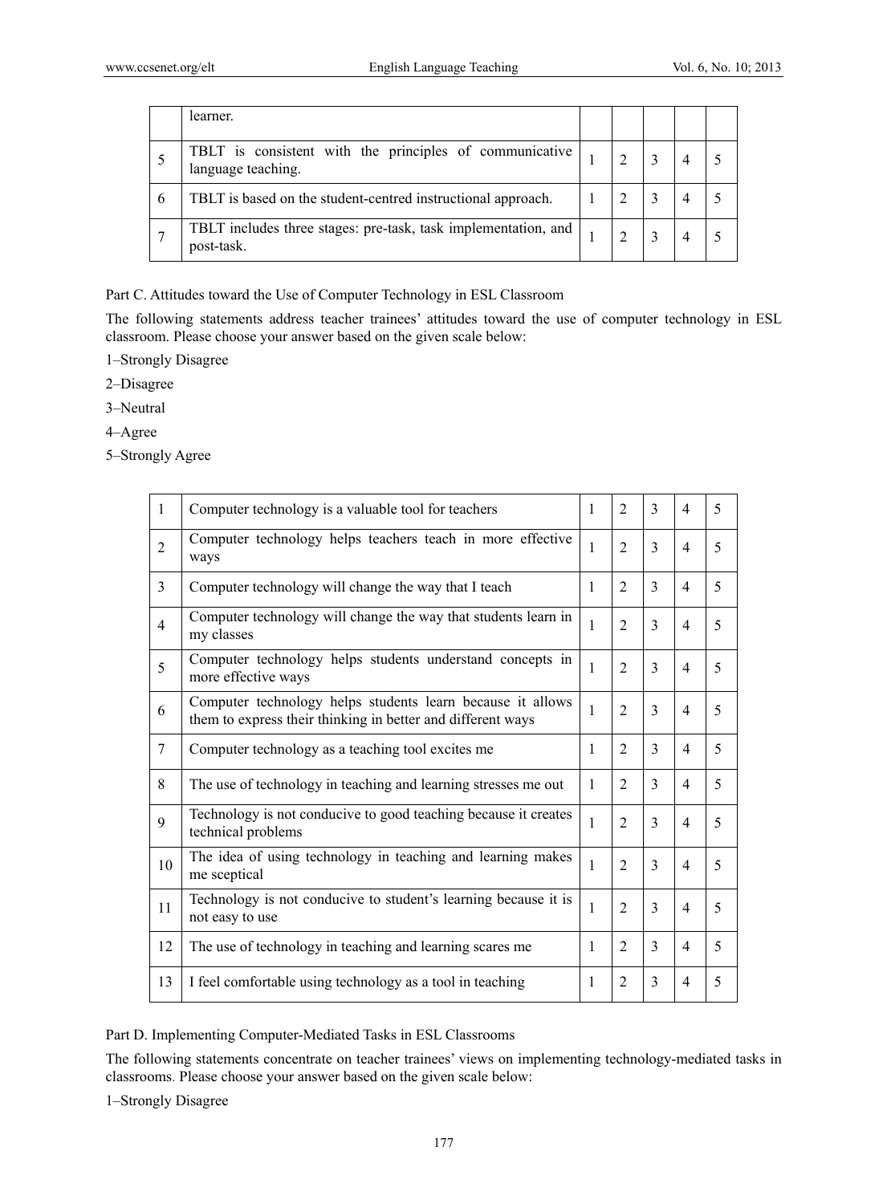| | | | | | | |
|---|---|---|---|---|---|---|
| | learner. | | | | | |
| 5 | TBLT is consistent with the principles of communicative language teaching. | 1 | 2 | 3 | 4 | 5 |
| 6 | TBLT is based on the student-centred instructional approach. | 1 | 2 | 3 | 4 | 5 |
| 7 | TBLT includes three stages: pre-task, task implementation, and post-task. | 1 | 2 | 3 | 4 | 5 |

Part C. Attitudes toward the Use of Computer Technology in ESL Classroom

The following statements address teacher trainees' attitudes toward the use of computer technology in ESL classroom. Please choose your answer based on the given scale below:

1–Strongly Disagree

2–Disagree

3–Neutral

4–Agree

5–Strongly Agree

| | | | | | | |
|---|---|---|---|---|---|---|
| 1 | Computer technology is a valuable tool for teachers | 1 | 2 | 3 | 4 | 5 |
| 2 | Computer technology helps teachers teach in more effective ways | 1 | 2 | 3 | 4 | 5 |
| 3 | Computer technology will change the way that I teach | 1 | 2 | 3 | 4 | 5 |
| 4 | Computer technology will change the way that students learn in my classes | 1 | 2 | 3 | 4 | 5 |
| 5 | Computer technology helps students understand concepts in more effective ways | 1 | 2 | 3 | 4 | 5 |
| 6 | Computer technology helps students learn because it allows them to express their thinking in better and different ways | 1 | 2 | 3 | 4 | 5 |
| 7 | Computer technology as a teaching tool excites me | 1 | 2 | 3 | 4 | 5 |
| 8 | The use of technology in teaching and learning stresses me out | 1 | 2 | 3 | 4 | 5 |
| 9 | Technology is not conducive to good teaching because it creates technical problems | 1 | 2 | 3 | 4 | 5 |
| 10 | The idea of using technology in teaching and learning makes me sceptical | 1 | 2 | 3 | 4 | 5 |
| 11 | Technology is not conducive to student's learning because it is not easy to use | 1 | 2 | 3 | 4 | 5 |
| 12 | The use of technology in teaching and learning scares me | 1 | 2 | 3 | 4 | 5 |
| 13 | I feel comfortable using technology as a tool in teaching | 1 | 2 | 3 | 4 | 5 |

Part D. Implementing Computer-Mediated Tasks in ESL Classrooms

The following statements concentrate on teacher trainees' views on implementing technology-mediated tasks in classrooms. Please choose your answer based on the given scale below:

1–Strongly Disagree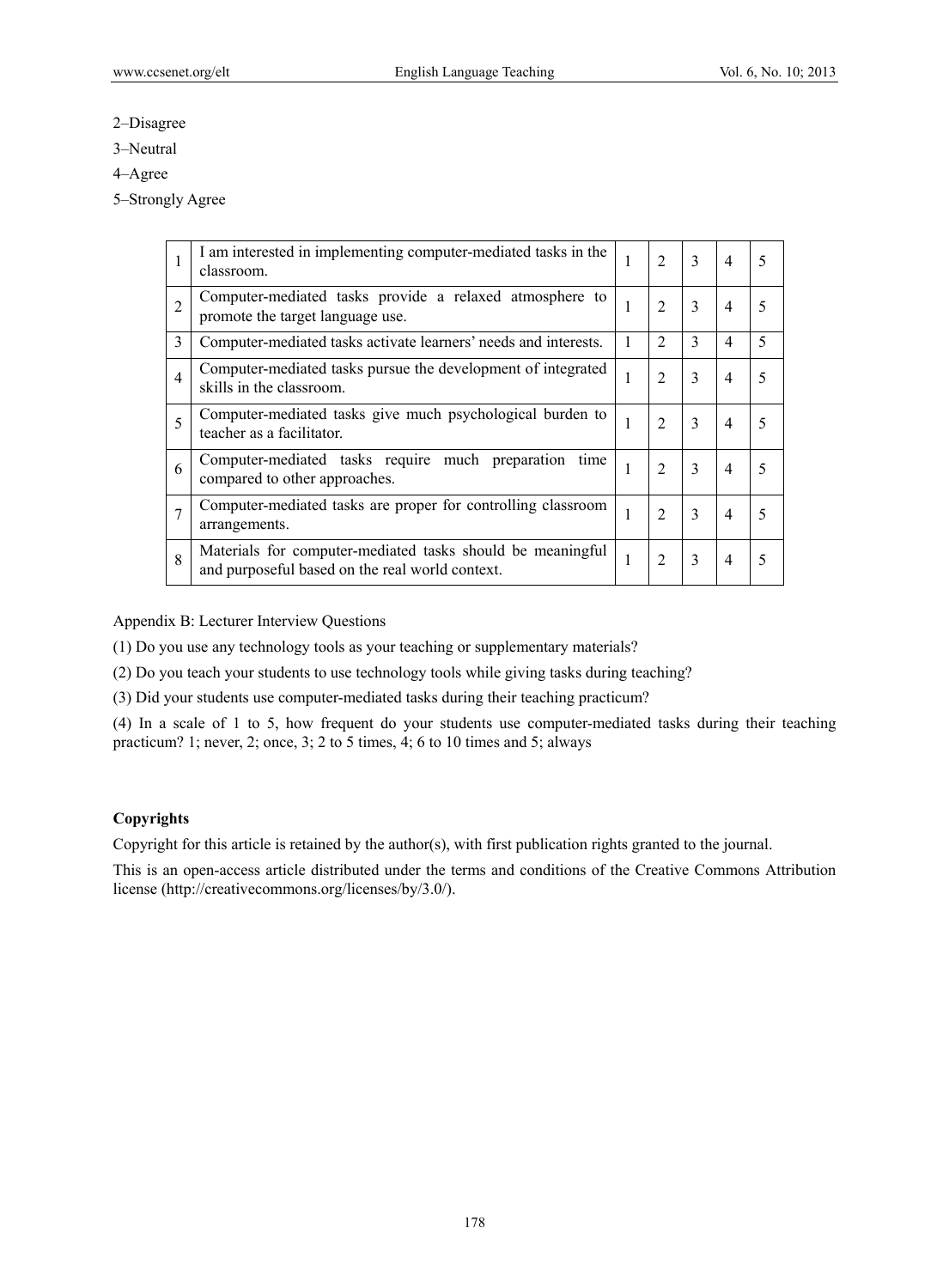2–Disagree

3–Neutral

4–Agree

5–Strongly Agree

| | | | | | | |
|---|---|---|---|---|---|---|
| 1 | I am interested in implementing computer-mediated tasks in the classroom. | 1 | 2 | 3 | 4 | 5 |
| 2 | Computer-mediated tasks provide a relaxed atmosphere to promote the target language use. | 1 | 2 | 3 | 4 | 5 |
| 3 | Computer-mediated tasks activate learners' needs and interests. | 1 | 2 | 3 | 4 | 5 |
| 4 | Computer-mediated tasks pursue the development of integrated skills in the classroom. | 1 | 2 | 3 | 4 | 5 |
| 5 | Computer-mediated tasks give much psychological burden to teacher as a facilitator. | 1 | 2 | 3 | 4 | 5 |
| 6 | Computer-mediated tasks require much preparation time compared to other approaches. | 1 | 2 | 3 | 4 | 5 |
| 7 | Computer-mediated tasks are proper for controlling classroom arrangements. | 1 | 2 | 3 | 4 | 5 |
| 8 | Materials for computer-mediated tasks should be meaningful and purposeful based on the real world context. | 1 | 2 | 3 | 4 | 5 |

Appendix B: Lecturer Interview Questions

(1) Do you use any technology tools as your teaching or supplementary materials?

(2) Do you teach your students to use technology tools while giving tasks during teaching?

(3) Did your students use computer-mediated tasks during their teaching practicum?

(4) In a scale of 1 to 5, how frequent do your students use computer-mediated tasks during their teaching practicum? 1; never, 2; once, 3; 2 to 5 times, 4; 6 to 10 times and 5; always

## Copyrights

Copyright for this article is retained by the author(s), with first publication rights granted to the journal.

This is an open-access article distributed under the terms and conditions of the Creative Commons Attribution license (http://creativecommons.org/licenses/by/3.0/).